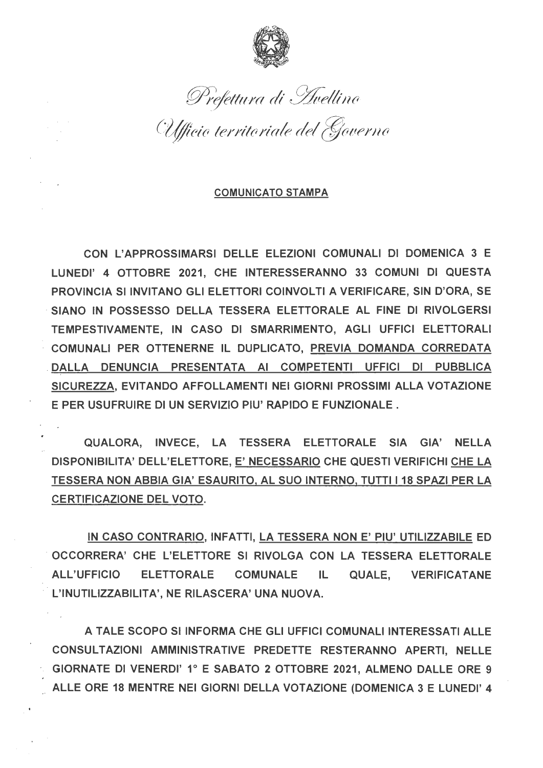*Prefettura di Avellino*
*Ufficio territoriale del Governo*

**COMUNICATO STAMPA**

CON L'APPROSSIMARSI DELLE ELEZIONI COMUNALI DI DOMENICA 3 E LUNEDI' 4 OTTOBRE 2021, CHE INTERESSERANNO 33 COMUNI DI QUESTA PROVINCIA SI INVITANO GLI ELETTORI COINVOLTI A VERIFICARE, SIN D'ORA, SE SIANO IN POSSESSO DELLA TESSERA ELETTORALE AL FINE DI RIVOLGERSI TEMPESTIVAMENTE, IN CASO DI SMARRIMENTO, AGLI UFFICI ELETTORALI COMUNALI PER OTTENERNE IL DUPLICATO, PREVIA DOMANDA CORREDATA DALLA DENUNCIA PRESENTATA AI COMPETENTI UFFICI DI PUBBLICA SICUREZZA, EVITANDO AFFOLLAMENTI NEI GIORNI PROSSIMI ALLA VOTAZIONE E PER USUFRUIRE DI UN SERVIZIO PIU' RAPIDO E FUNZIONALE .

QUALORA, INVECE, LA TESSERA ELETTORALE SIA GIA' NELLA DISPONIBILITA' DELL'ELETTORE, E' NECESSARIO CHE QUESTI VERIFICHI CHE LA TESSERA NON ABBIA GIA' ESAURITO, AL SUO INTERNO, TUTTI I 18 SPAZI PER LA CERTIFICAZIONE DEL VOTO.

IN CASO CONTRARIO, INFATTI, LA TESSERA NON E' PIU' UTILIZZABILE ED OCCORRERA' CHE L'ELETTORE SI RIVOLGA CON LA TESSERA ELETTORALE ALL'UFFICIO ELETTORALE COMUNALE IL QUALE, VERIFICATANE L'INUTILIZZABILITA', NE RILASCERA' UNA NUOVA.

A TALE SCOPO SI INFORMA CHE GLI UFFICI COMUNALI INTERESSATI ALLE CONSULTAZIONI AMMINISTRATIVE PREDETTE RESTERANNO APERTI, NELLE GIORNATE DI VENERDI' 1° E SABATO 2 OTTOBRE 2021, ALMENO DALLE ORE 9 ALLE ORE 18 MENTRE NEI GIORNI DELLA VOTAZIONE (DOMENICA 3 E LUNEDI' 4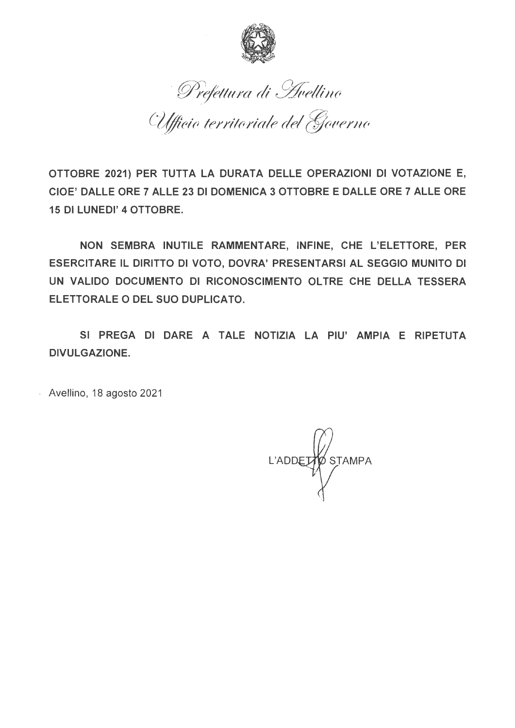*Prefettura di Avellino*

*Ufficio territoriale del Governo*

**OTTOBRE 2021) PER TUTTA LA DURATA DELLE OPERAZIONI DI VOTAZIONE E, CIOE' DALLE ORE 7 ALLE 23 DI DOMENICA 3 OTTOBRE E DALLE ORE 7 ALLE ORE 15 DI LUNEDI' 4 OTTOBRE.**

**NON SEMBRA INUTILE RAMMENTARE, INFINE, CHE L'ELETTORE, PER ESERCITARE IL DIRITTO DI VOTO, DOVRA' PRESENTARSI AL SEGGIO MUNITO DI UN VALIDO DOCUMENTO DI RICONOSCIMENTO OLTRE CHE DELLA TESSERA ELETTORALE O DEL SUO DUPLICATO.**

**SI PREGA DI DARE A TALE NOTIZIA LA PIU' AMPIA E RIPETUTA DIVULGAZIONE.**

Avellino, 18 agosto 2021

L'ADDETTO STAMPA